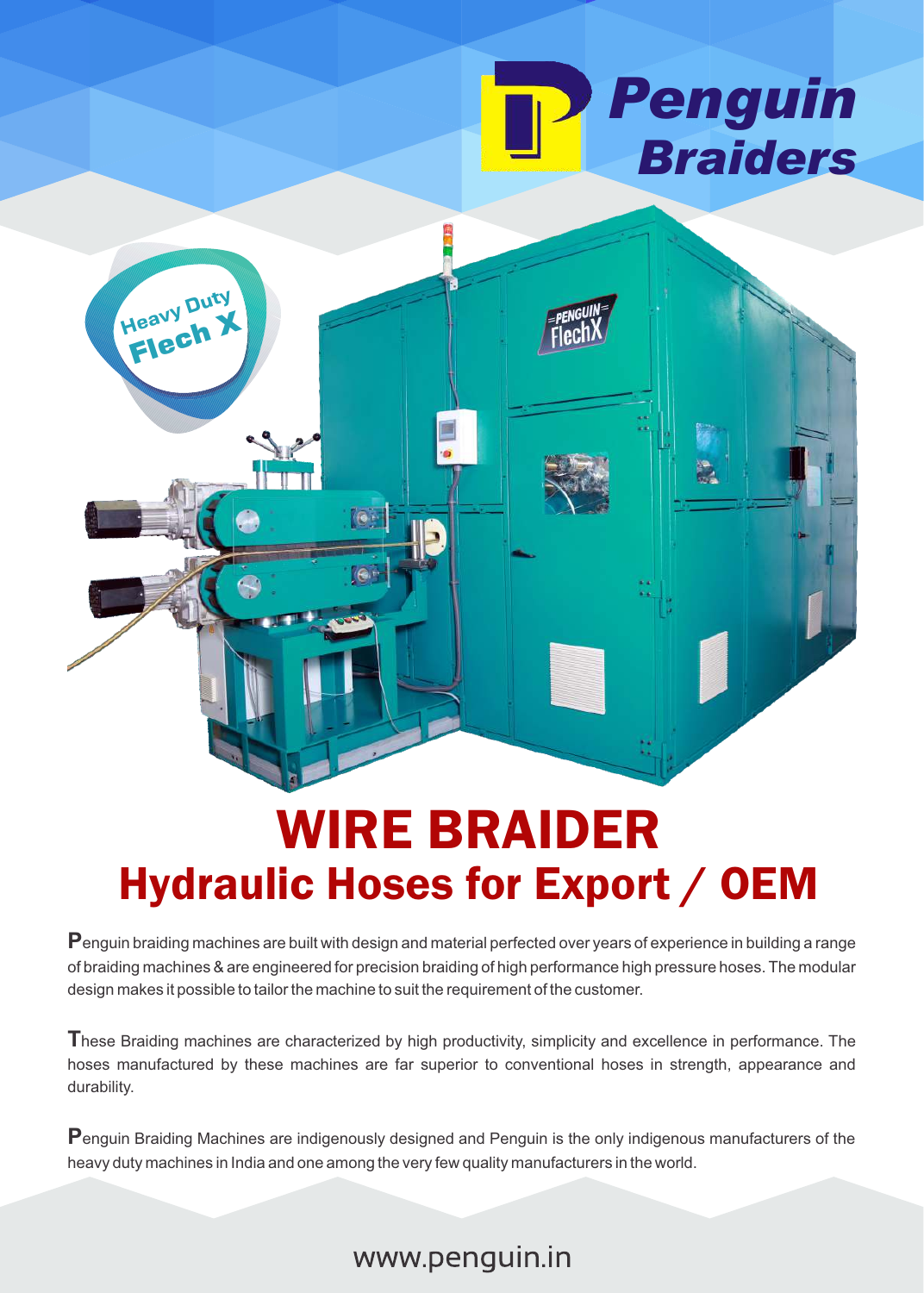# Penguin Braiders

Heavy Duty Flech X

# WIRE BRAIDER

## Hydraulic Hoses for Export / OEM

Penguin braiding machines are built with design and material perfected over years of experience in building a range of braiding machines & are engineered for precision braiding of high performance high pressure hoses. The modular design makes it possible to tailor the machine to suit the requirement of the customer.

These Braiding machines are characterized by high productivity, simplicity and excellence in performance. The hoses manufactured by these machines are far superior to conventional hoses in strength, appearance and durability.

Penguin Braiding Machines are indigenously designed and Penguin is the only indigenous manufacturers of the heavy duty machines in India and one among the very few quality manufacturers in the world.

www.penguin.in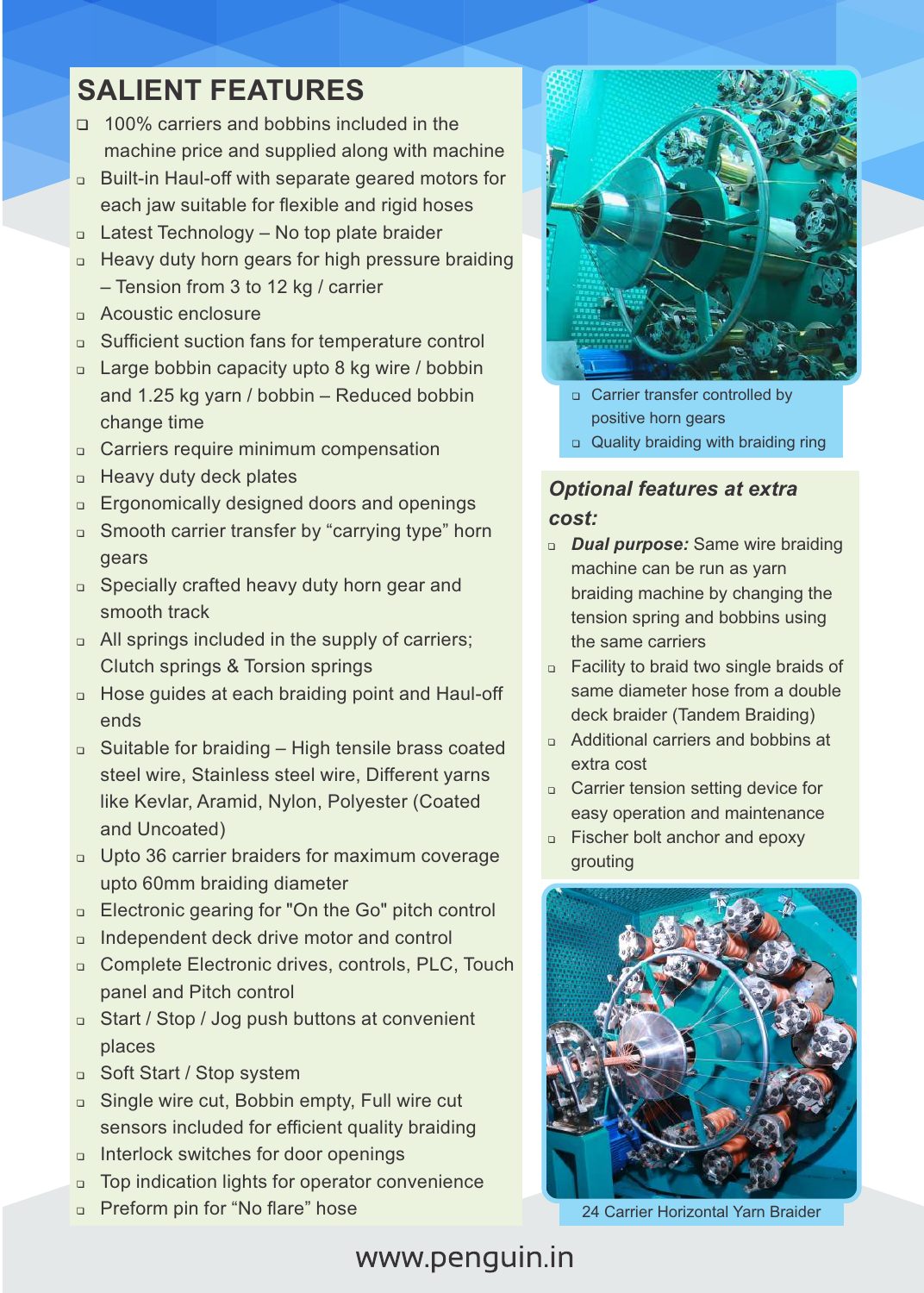# SALIENT FEATURES

- 100% carriers and bobbins included in the machine price and supplied along with machine
- Built-in Haul-off with separate geared motors for each jaw suitable for flexible and rigid hoses
- Latest Technology – No top plate braider
- Heavy duty horn gears for high pressure braiding – Tension from 3 to 12 kg / carrier
- Acoustic enclosure
- Sufficient suction fans for temperature control
- Large bobbin capacity upto 8 kg wire / bobbin and 1.25 kg yarn / bobbin – Reduced bobbin change time
- Carriers require minimum compensation
- Heavy duty deck plates
- Ergonomically designed doors and openings
- Smooth carrier transfer by “carrying type” horn gears
- Specially crafted heavy duty horn gear and smooth track
- All springs included in the supply of carriers; Clutch springs & Torsion springs
- Hose guides at each braiding point and Haul-off ends
- Suitable for braiding – High tensile brass coated steel wire, Stainless steel wire, Different yarns like Kevlar, Aramid, Nylon, Polyester (Coated and Uncoated)
- Upto 36 carrier braiders for maximum coverage upto 60mm braiding diameter
- Electronic gearing for "On the Go" pitch control
- Independent deck drive motor and control
- Complete Electronic drives, controls, PLC, Touch panel and Pitch control
- Start / Stop / Jog push buttons at convenient places
- Soft Start / Stop system
- Single wire cut, Bobbin empty, Full wire cut sensors included for efficient quality braiding
- Interlock switches for door openings
- Top indication lights for operator convenience
- Preform pin for “No flare” hose

- Carrier transfer controlled by positive horn gears
- Quality braiding with braiding ring

## *Optional features at extra cost:*

- ***Dual purpose:*** Same wire braiding machine can be run as yarn braiding machine by changing the tension spring and bobbins using the same carriers
- Facility to braid two single braids of same diameter hose from a double deck braider (Tandem Braiding)
- Additional carriers and bobbins at extra cost
- Carrier tension setting device for easy operation and maintenance
- Fischer bolt anchor and epoxy grouting

24 Carrier Horizontal Yarn Braider

www.penguin.in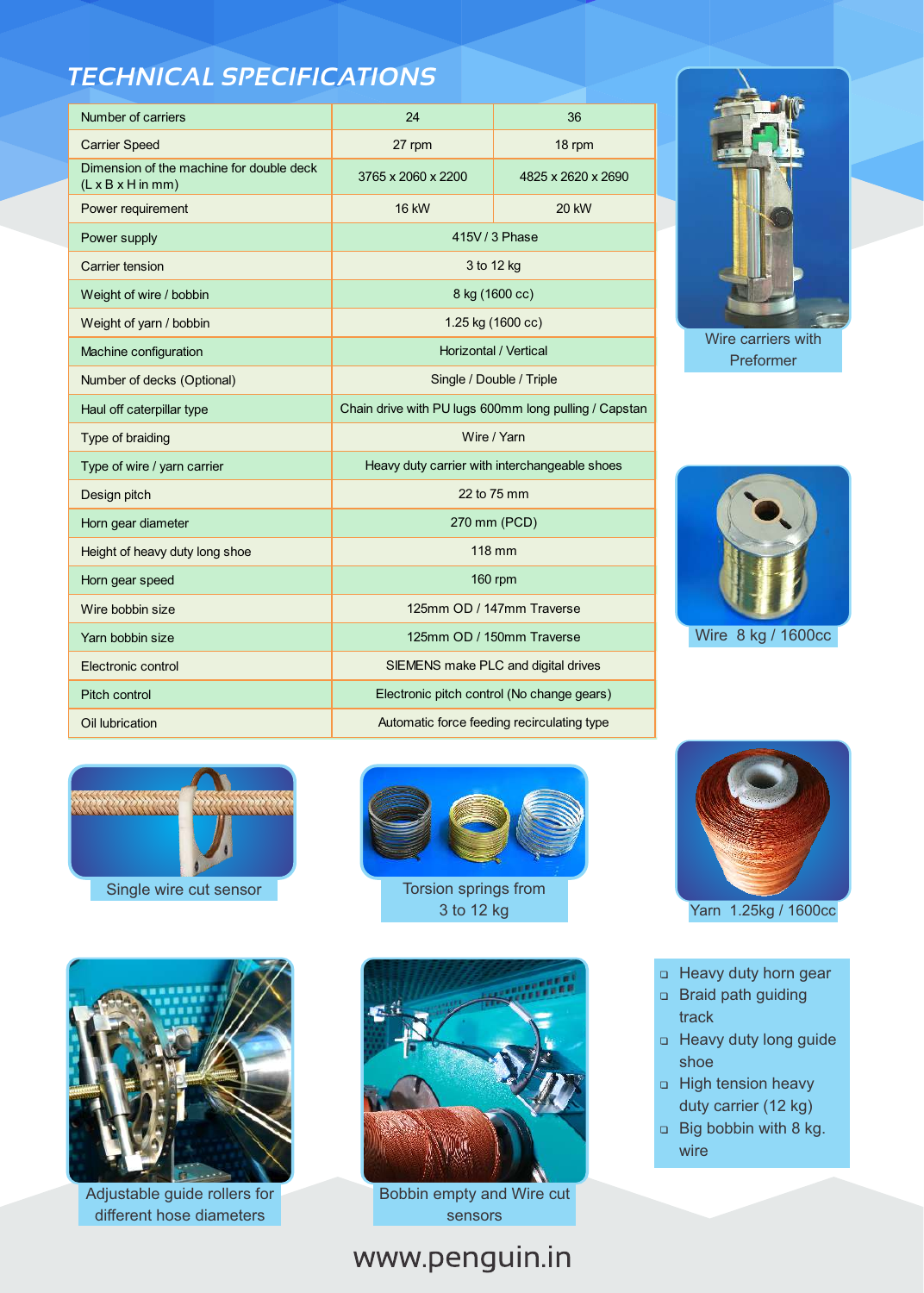# TECHNICAL SPECIFICATIONS

| Number of carriers | 24 | 36 |
|---|---|---|
| Carrier Speed | 27 rpm | 18 rpm |
| Dimension of the machine for double deck (L x B x H in mm) | 3765 x 2060 x 2200 | 4825 x 2620 x 2690 |
| Power requirement | 16 kW | 20 kW |
| Power supply | 415V / 3 Phase | |
| Carrier tension | 3 to 12 kg | |
| Weight of wire / bobbin | 8 kg (1600 cc) | |
| Weight of yarn / bobbin | 1.25 kg (1600 cc) | |
| Machine configuration | Horizontal / Vertical | |
| Number of decks (Optional) | Single / Double / Triple | |
| Haul off caterpillar type | Chain drive with PU lugs 600mm long pulling / Capstan | |
| Type of braiding | Wire / Yarn | |
| Type of wire / yarn carrier | Heavy duty carrier with interchangeable shoes | |
| Design pitch | 22 to 75 mm | |
| Horn gear diameter | 270 mm (PCD) | |
| Height of heavy duty long shoe | 118 mm | |
| Horn gear speed | 160 rpm | |
| Wire bobbin size | 125mm OD / 147mm Traverse | |
| Yarn bobbin size | 125mm OD / 150mm Traverse | |
| Electronic control | SIEMENS make PLC and digital drives | |
| Pitch control | Electronic pitch control (No change gears) | |
| Oil lubrication | Automatic force feeding recirculating type | |

Wire carriers with Preformer

Wire 8 kg / 1600cc

Yarn 1.25kg / 1600cc

Single wire cut sensor

Torsion springs from 3 to 12 kg

Adjustable guide rollers for different hose diameters

Bobbin empty and Wire cut sensors

- Heavy duty horn gear
- Braid path guiding track
- Heavy duty long guide shoe
- High tension heavy duty carrier (12 kg)
- Big bobbin with 8 kg. wire

www.penguin.in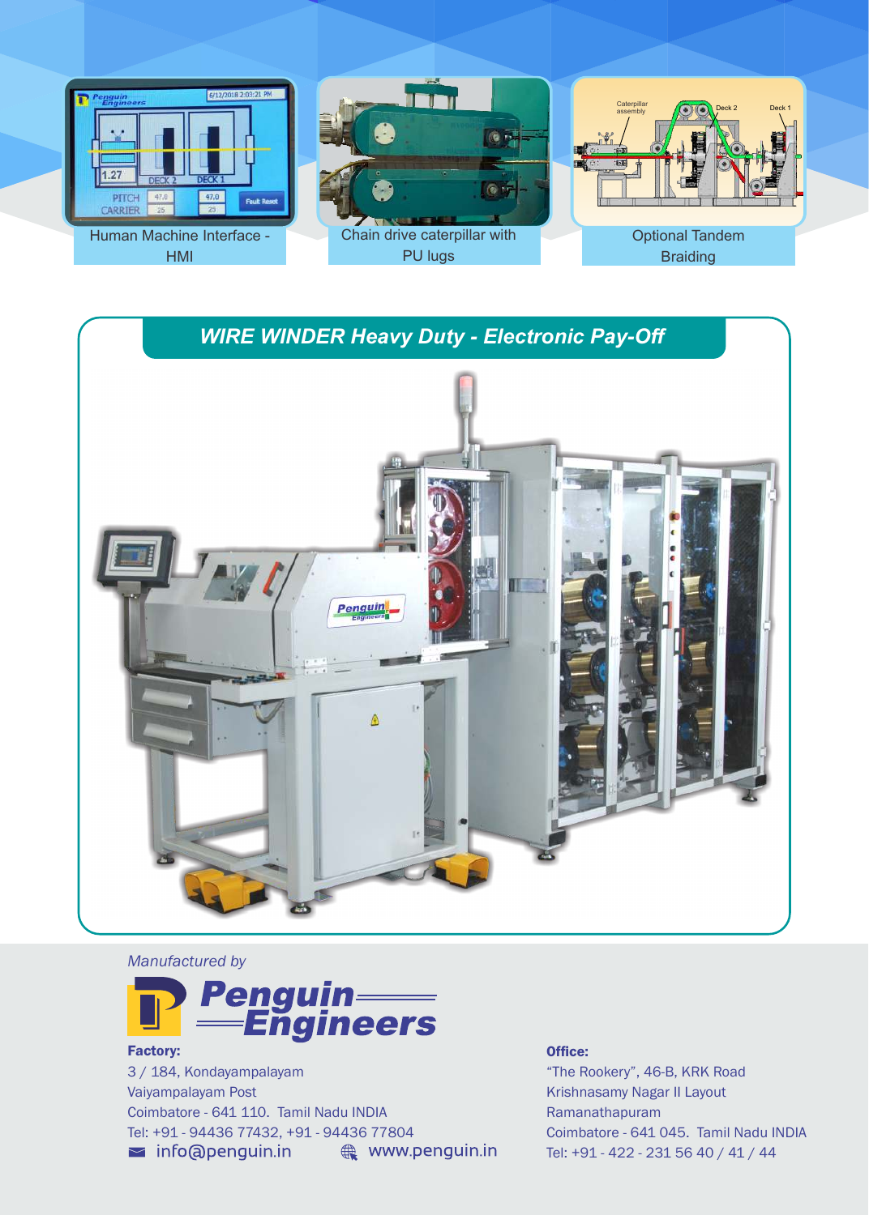Human Machine Interface - HMI

Chain drive caterpillar with PU lugs

Optional Tandem Braiding

## WIRE WINDER Heavy Duty - Electronic Pay-Off

*Manufactured by*

**Penguin Engineers**

**Factory:**
3 / 184, Kondayampalayam
Vaiyampalayam Post
Coimbatore - 641 110. Tamil Nadu INDIA
Tel: +91 - 94436 77432, +91 - 94436 77804
info@penguin.in
www.penguin.in

**Office:**
"The Rookery", 46-B, KRK Road
Krishnasamy Nagar II Layout
Ramanathapuram
Coimbatore - 641 045. Tamil Nadu INDIA
Tel: +91 - 422 - 231 56 40 / 41 / 44